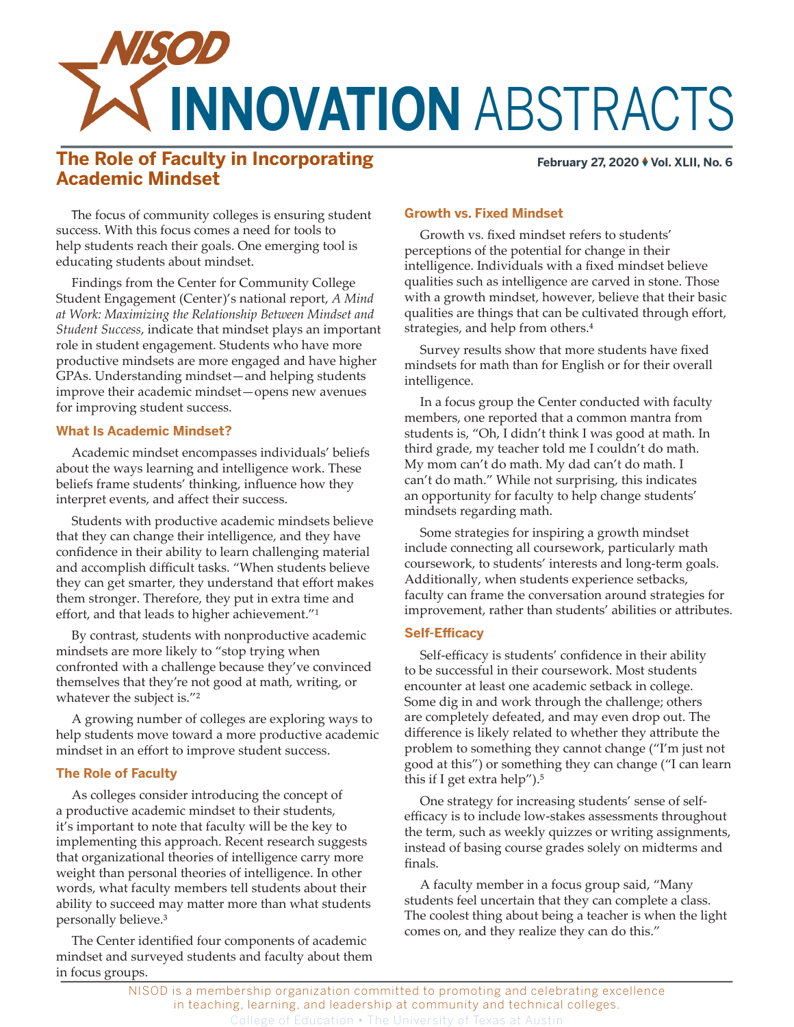# NISOD INNOVATION ABSTRACTS

## The Role of Faculty in Incorporating Academic Mindset

February 27, 2020 ♦ Vol. XLII, No. 6

The focus of community colleges is ensuring student success. With this focus comes a need for tools to help students reach their goals. One emerging tool is educating students about mindset.

Findings from the Center for Community College Student Engagement (Center)'s national report, *A Mind at Work: Maximizing the Relationship Between Mindset and Student Success*, indicate that mindset plays an important role in student engagement. Students who have more productive mindsets are more engaged and have higher GPAs. Understanding mindset—and helping students improve their academic mindset—opens new avenues for improving student success.

### What Is Academic Mindset?

Academic mindset encompasses individuals' beliefs about the ways learning and intelligence work. These beliefs frame students' thinking, influence how they interpret events, and affect their success.

Students with productive academic mindsets believe that they can change their intelligence, and they have confidence in their ability to learn challenging material and accomplish difficult tasks. "When students believe they can get smarter, they understand that effort makes them stronger. Therefore, they put in extra time and effort, and that leads to higher achievement."[1]

By contrast, students with nonproductive academic mindsets are more likely to "stop trying when confronted with a challenge because they've convinced themselves that they're not good at math, writing, or whatever the subject is."[2]

A growing number of colleges are exploring ways to help students move toward a more productive academic mindset in an effort to improve student success.

### The Role of Faculty

As colleges consider introducing the concept of a productive academic mindset to their students, it's important to note that faculty will be the key to implementing this approach. Recent research suggests that organizational theories of intelligence carry more weight than personal theories of intelligence. In other words, what faculty members tell students about their ability to succeed may matter more than what students personally believe.[3]

The Center identified four components of academic mindset and surveyed students and faculty about them in focus groups.

### Growth vs. Fixed Mindset

Growth vs. fixed mindset refers to students' perceptions of the potential for change in their intelligence. Individuals with a fixed mindset believe qualities such as intelligence are carved in stone. Those with a growth mindset, however, believe that their basic qualities are things that can be cultivated through effort, strategies, and help from others.[4]

Survey results show that more students have fixed mindsets for math than for English or for their overall intelligence.

In a focus group the Center conducted with faculty members, one reported that a common mantra from students is, "Oh, I didn't think I was good at math. In third grade, my teacher told me I couldn't do math. My mom can't do math. My dad can't do math. I can't do math." While not surprising, this indicates an opportunity for faculty to help change students' mindsets regarding math.

Some strategies for inspiring a growth mindset include connecting all coursework, particularly math coursework, to students' interests and long-term goals. Additionally, when students experience setbacks, faculty can frame the conversation around strategies for improvement, rather than students' abilities or attributes.

### Self-Efficacy

Self-efficacy is students' confidence in their ability to be successful in their coursework. Most students encounter at least one academic setback in college. Some dig in and work through the challenge; others are completely defeated, and may even drop out. The difference is likely related to whether they attribute the problem to something they cannot change ("I'm just not good at this") or something they can change ("I can learn this if I get extra help").[5]

One strategy for increasing students' sense of self-efficacy is to include low-stakes assessments throughout the term, such as weekly quizzes or writing assignments, instead of basing course grades solely on midterms and finals.

A faculty member in a focus group said, "Many students feel uncertain that they can complete a class. The coolest thing about being a teacher is when the light comes on, and they realize they can do this."

NISOD is a membership organization committed to promoting and celebrating excellence in teaching, learning, and leadership at community and technical colleges.
College of Education • The University of Texas at Austin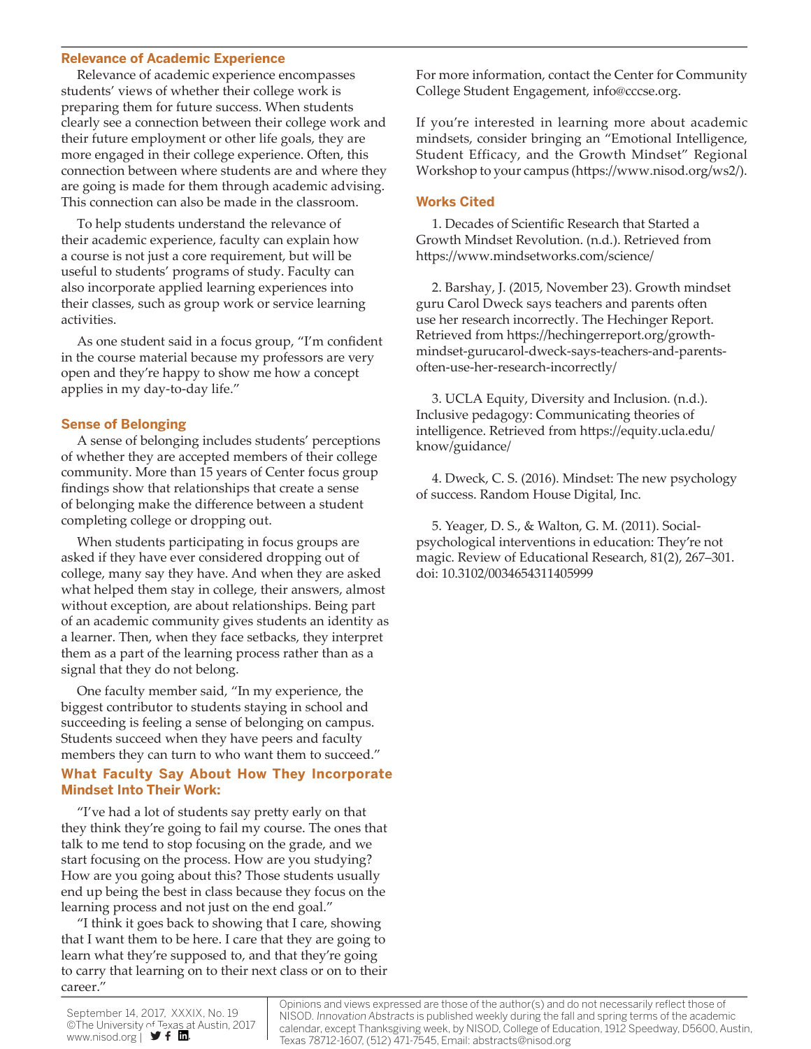## Relevance of Academic Experience

Relevance of academic experience encompasses students' views of whether their college work is preparing them for future success. When students clearly see a connection between their college work and their future employment or other life goals, they are more engaged in their college experience. Often, this connection between where students are and where they are going is made for them through academic advising. This connection can also be made in the classroom.

To help students understand the relevance of their academic experience, faculty can explain how a course is not just a core requirement, but will be useful to students' programs of study. Faculty can also incorporate applied learning experiences into their classes, such as group work or service learning activities.

As one student said in a focus group, "I'm confident in the course material because my professors are very open and they're happy to show me how a concept applies in my day-to-day life."

## Sense of Belonging

A sense of belonging includes students' perceptions of whether they are accepted members of their college community. More than 15 years of Center focus group findings show that relationships that create a sense of belonging make the difference between a student completing college or dropping out.

When students participating in focus groups are asked if they have ever considered dropping out of college, many say they have. And when they are asked what helped them stay in college, their answers, almost without exception, are about relationships. Being part of an academic community gives students an identity as a learner. Then, when they face setbacks, they interpret them as a part of the learning process rather than as a signal that they do not belong.

One faculty member said, "In my experience, the biggest contributor to students staying in school and succeeding is feeling a sense of belonging on campus. Students succeed when they have peers and faculty members they can turn to who want them to succeed."

## What Faculty Say About How They Incorporate Mindset Into Their Work:

"I've had a lot of students say pretty early on that they think they're going to fail my course. The ones that talk to me tend to stop focusing on the grade, and we start focusing on the process. How are you studying? How are you going about this? Those students usually end up being the best in class because they focus on the learning process and not just on the end goal."

"I think it goes back to showing that I care, showing that I want them to be here. I care that they are going to learn what they're supposed to, and that they're going to carry that learning on to their next class or on to their career."

For more information, contact the Center for Community College Student Engagement, info@cccse.org.

If you're interested in learning more about academic mindsets, consider bringing an "Emotional Intelligence, Student Efficacy, and the Growth Mindset" Regional Workshop to your campus (https://www.nisod.org/ws2/).

## Works Cited

1. Decades of Scientific Research that Started a Growth Mindset Revolution. (n.d.). Retrieved from https://www.mindsetworks.com/science/

2. Barshay, J. (2015, November 23). Growth mindset guru Carol Dweck says teachers and parents often use her research incorrectly. The Hechinger Report. Retrieved from https://hechingerreport.org/growth-mindset-gurucarol-dweck-says-teachers-and-parents-often-use-her-research-incorrectly/

3. UCLA Equity, Diversity and Inclusion. (n.d.). Inclusive pedagogy: Communicating theories of intelligence. Retrieved from https://equity.ucla.edu/know/guidance/

4. Dweck, C. S. (2016). Mindset: The new psychology of success. Random House Digital, Inc.

5. Yeager, D. S., & Walton, G. M. (2011). Social-psychological interventions in education: They're not magic. Review of Educational Research, 81(2), 267–301. doi: 10.3102/0034654311405999

September 14, 2017, XXXIX, No. 19
©The University of Texas at Austin, 2017
www.nisod.org

Opinions and views expressed are those of the author(s) and do not necessarily reflect those of NISOD. *Innovation Abstracts* is published weekly during the fall and spring terms of the academic calendar, except Thanksgiving week, by NISOD, College of Education, 1912 Speedway, D5600, Austin, Texas 78712-1607, (512) 471-7545, Email: abstracts@nisod.org